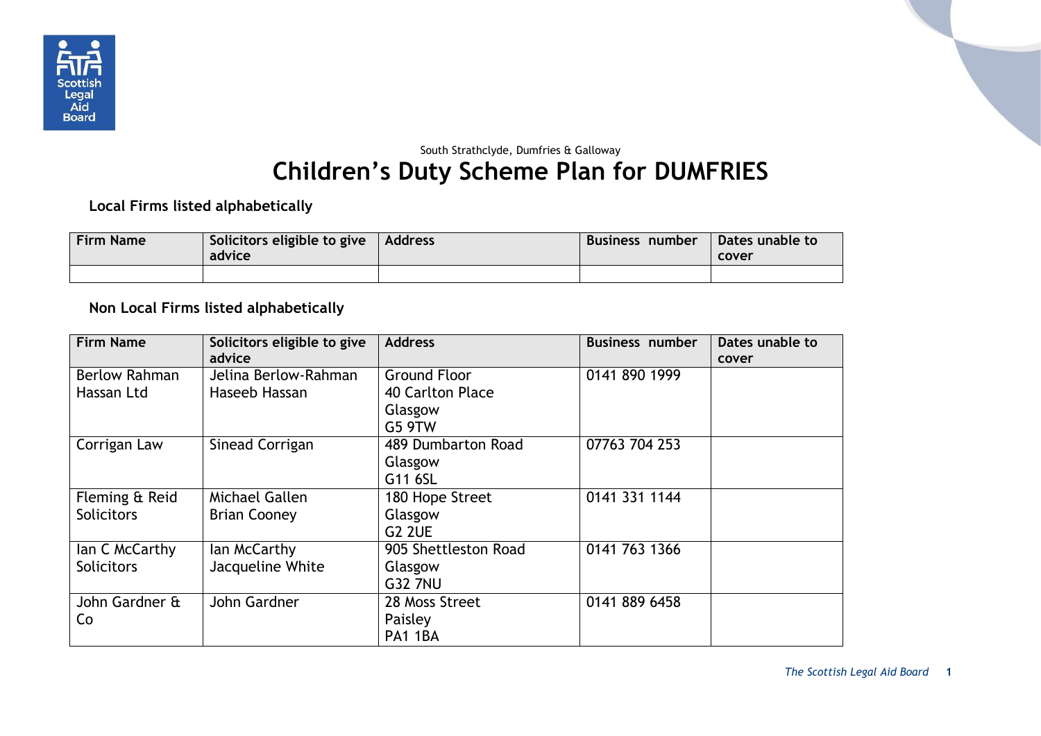South Strathclyde, Dumfries & Galloway

# Children's Duty Scheme Plan for DUMFRIES

**Local Firms listed alphabetically**

| Firm Name | Solicitors eligible to give advice | Address | Business number | Dates unable to cover |
|---|---|---|---|---|
| | | | | |

**Non Local Firms listed alphabetically**

| Firm Name | Solicitors eligible to give advice | Address | Business number | Dates unable to cover |
|---|---|---|---|---|
| Berlow Rahman Hassan Ltd | Jelina Berlow-Rahman<br>Haseeb Hassan | Ground Floor<br>40 Carlton Place<br>Glasgow<br>G5 9TW | 0141 890 1999 | |
| Corrigan Law | Sinead Corrigan | 489 Dumbarton Road<br>Glasgow<br>G11 6SL | 07763 704 253 | |
| Fleming & Reid Solicitors | Michael Gallen<br>Brian Cooney | 180 Hope Street<br>Glasgow<br>G2 2UE | 0141 331 1144 | |
| Ian C McCarthy Solicitors | Ian McCarthy<br>Jacqueline White | 905 Shettleston Road<br>Glasgow<br>G32 7NU | 0141 763 1366 | |
| John Gardner & Co | John Gardner | 28 Moss Street<br>Paisley<br>PA1 1BA | 0141 889 6458 | |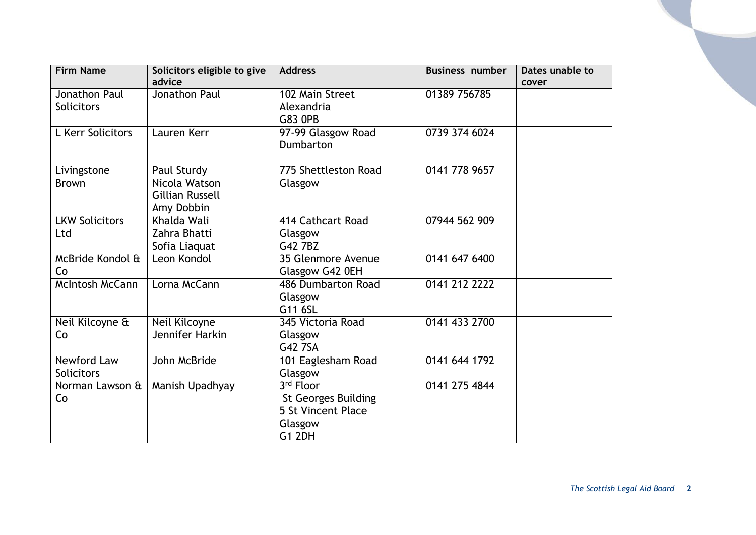| Firm Name | Solicitors eligible to give advice | Address | Business number | Dates unable to cover |
|---|---|---|---|---|
| Jonathon Paul Solicitors | Jonathon Paul | 102 Main Street<br>Alexandria<br>G83 0PB | 01389 756785 | |
| L Kerr Solicitors | Lauren Kerr | 97-99 Glasgow Road<br>Dumbarton | 0739 374 6024 | |
| Livingstone Brown | Paul Sturdy<br>Nicola Watson<br>Gillian Russell<br>Amy Dobbin | 775 Shettleston Road<br>Glasgow | 0141 778 9657 | |
| LKW Solicitors Ltd | Khalda Wali<br>Zahra Bhatti<br>Sofia Liaquat | 414 Cathcart Road<br>Glasgow<br>G42 7BZ | 07944 562 909 | |
| McBride Kondol & Co | Leon Kondol | 35 Glenmore Avenue<br>Glasgow G42 0EH | 0141 647 6400 | |
| McIntosh McCann | Lorna McCann | 486 Dumbarton Road<br>Glasgow<br>G11 6SL | 0141 212 2222 | |
| Neil Kilcoyne & Co | Neil Kilcoyne<br>Jennifer Harkin | 345 Victoria Road<br>Glasgow<br>G42 7SA | 0141 433 2700 | |
| Newford Law Solicitors | John McBride | 101 Eaglesham Road<br>Glasgow | 0141 644 1792 | |
| Norman Lawson & Co | Manish Upadhyay | 3rd Floor<br>St Georges Building<br>5 St Vincent Place<br>Glasgow<br>G1 2DH | 0141 275 4844 | |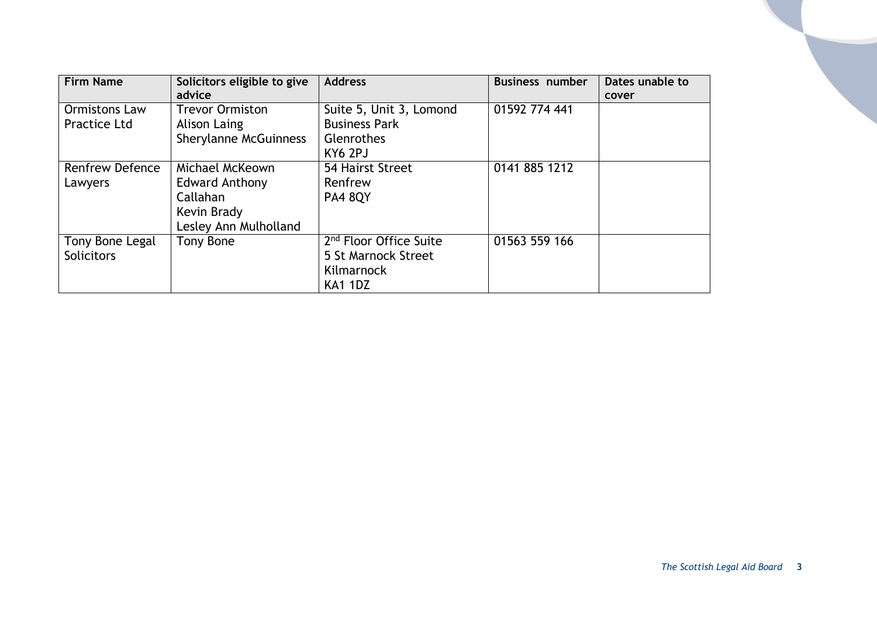| Firm Name | Solicitors eligible to give advice | Address | Business number | Dates unable to cover |
|---|---|---|---|---|
| Ormistons Law Practice Ltd | Trevor Ormiston<br>Alison Laing<br>Sherylanne McGuinness | Suite 5, Unit 3, Lomond Business Park<br>Glenrothes<br>KY6 2PJ | 01592 774 441 | |
| Renfrew Defence Lawyers | Michael McKeown<br>Edward Anthony Callahan<br>Kevin Brady<br>Lesley Ann Mulholland | 54 Hairst Street<br>Renfrew<br>PA4 8QY | 0141 885 1212 | |
| Tony Bone Legal Solicitors | Tony Bone | 2nd Floor Office Suite<br>5 St Marnock Street<br>Kilmarnock<br>KA1 1DZ | 01563 559 166 | |